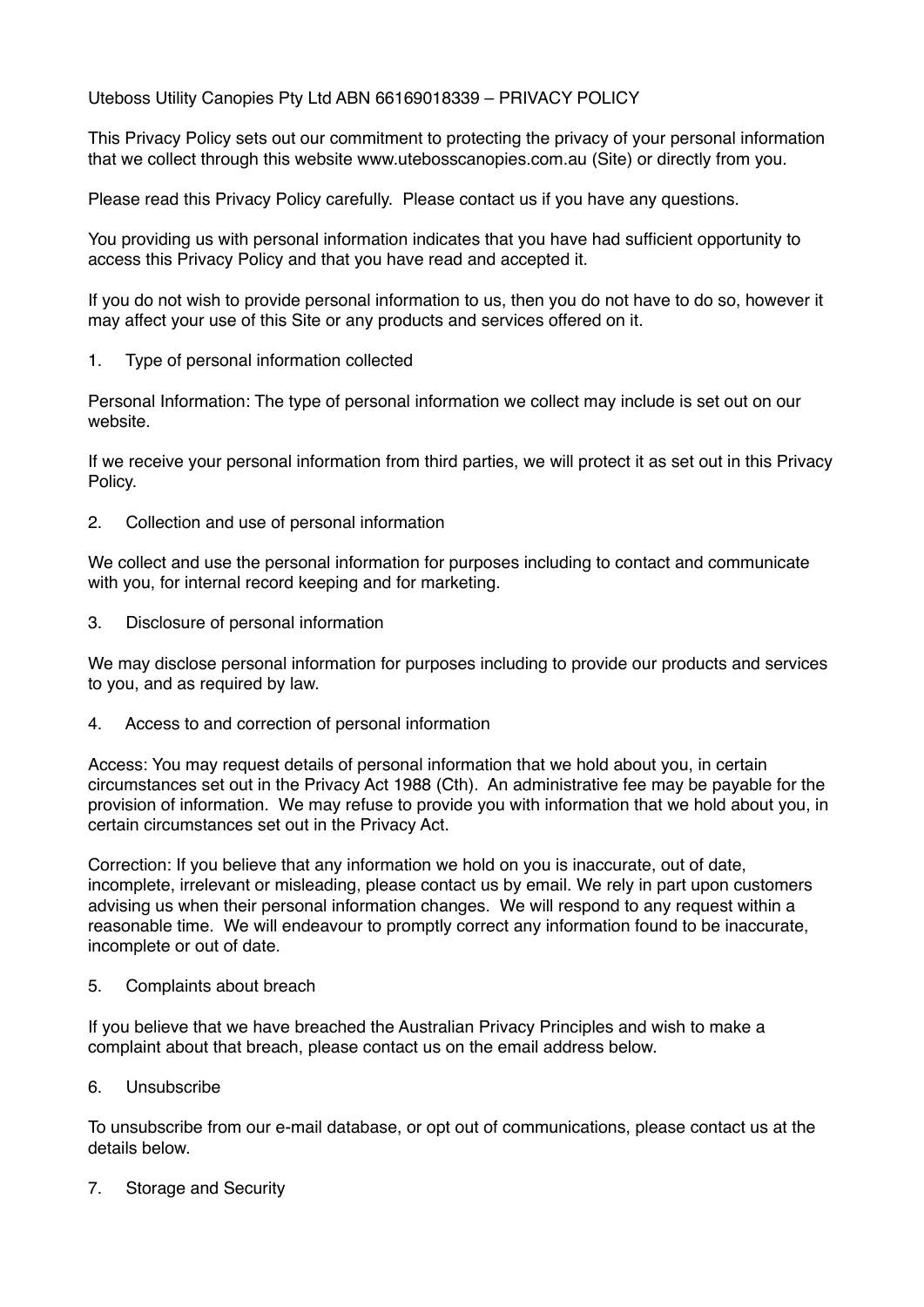# Uteboss Utility Canopies Pty Ltd ABN 66169018339 – PRIVACY POLICY

This Privacy Policy sets out our commitment to protecting the privacy of your personal information that we collect through this website www.utebosscanopies.com.au (Site) or directly from you.

Please read this Privacy Policy carefully. Please contact us if you have any questions.

You providing us with personal information indicates that you have had sufficient opportunity to access this Privacy Policy and that you have read and accepted it.

If you do not wish to provide personal information to us, then you do not have to do so, however it may affect your use of this Site or any products and services offered on it.

## 1. Type of personal information collected

Personal Information: The type of personal information we collect may include is set out on our website.

If we receive your personal information from third parties, we will protect it as set out in this Privacy Policy.

## 2. Collection and use of personal information

We collect and use the personal information for purposes including to contact and communicate with you, for internal record keeping and for marketing.

## 3. Disclosure of personal information

We may disclose personal information for purposes including to provide our products and services to you, and as required by law.

## 4. Access to and correction of personal information

Access: You may request details of personal information that we hold about you, in certain circumstances set out in the Privacy Act 1988 (Cth). An administrative fee may be payable for the provision of information. We may refuse to provide you with information that we hold about you, in certain circumstances set out in the Privacy Act.

Correction: If you believe that any information we hold on you is inaccurate, out of date, incomplete, irrelevant or misleading, please contact us by email. We rely in part upon customers advising us when their personal information changes. We will respond to any request within a reasonable time. We will endeavour to promptly correct any information found to be inaccurate, incomplete or out of date.

## 5. Complaints about breach

If you believe that we have breached the Australian Privacy Principles and wish to make a complaint about that breach, please contact us on the email address below.

## 6. Unsubscribe

To unsubscribe from our e-mail database, or opt out of communications, please contact us at the details below.

## 7. Storage and Security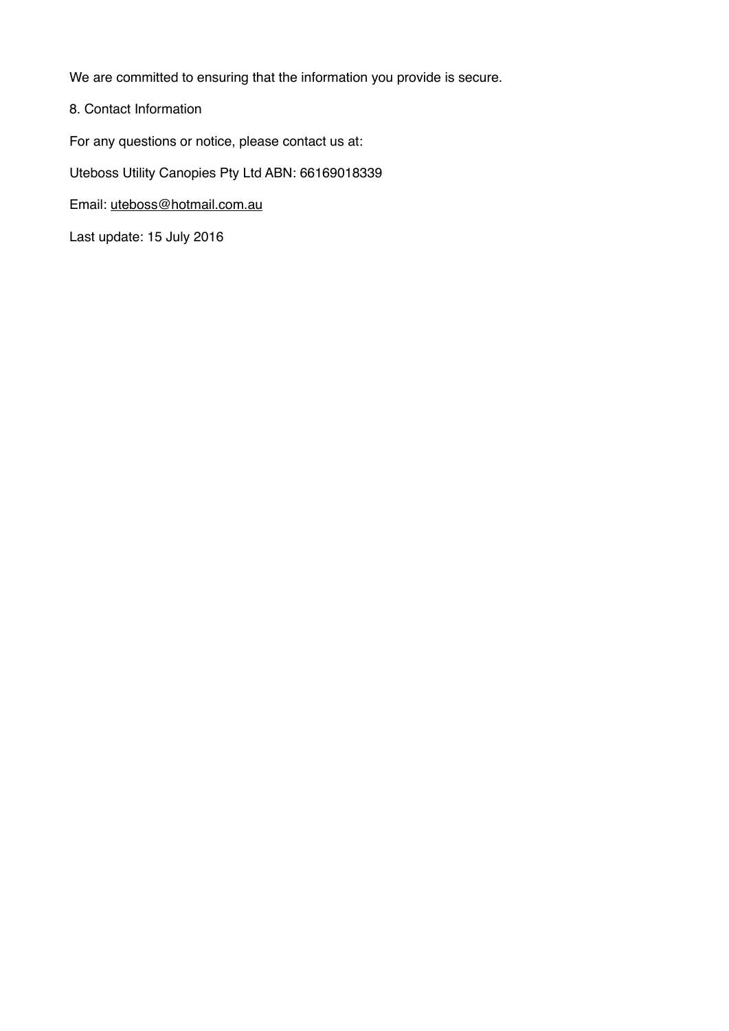We are committed to ensuring that the information you provide is secure.

8. Contact Information

For any questions or notice, please contact us at:

Uteboss Utility Canopies Pty Ltd ABN: 66169018339

Email: uteboss@hotmail.com.au

Last update: 15 July 2016